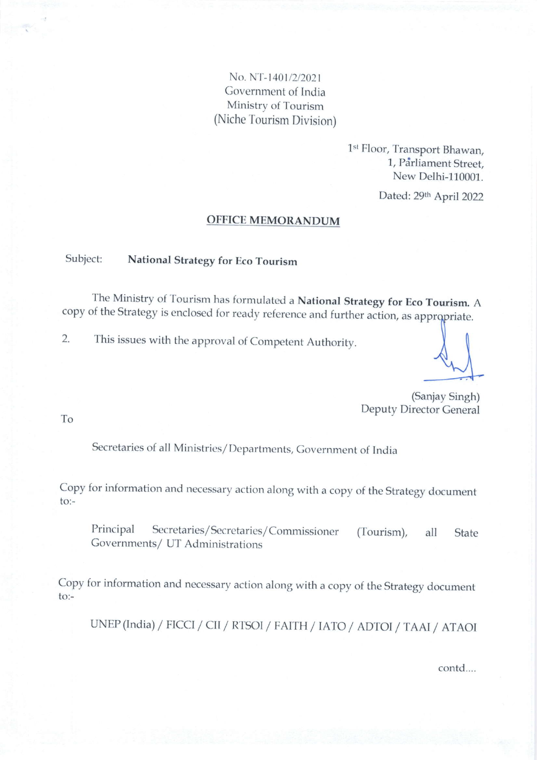No. NT-1401/2/2021
Government of India
Ministry of Tourism
(Niche Tourism Division)

1st Floor, Transport Bhawan,
1, Parliament Street,
New Delhi-110001.

Dated: 29th April 2022

## OFFICE MEMORANDUM

Subject: **National Strategy for Eco Tourism**

The Ministry of Tourism has formulated a **National Strategy for Eco Tourism.** A copy of the Strategy is enclosed for ready reference and further action, as appropriate.

2. This issues with the approval of Competent Authority.

(Sanjay Singh)
Deputy Director General

To

Secretaries of all Ministries/Departments, Government of India

Copy for information and necessary action along with a copy of the Strategy document to:-

Principal Secretaries/Secretaries/Commissioner (Tourism), all State Governments/ UT Administrations

Copy for information and necessary action along with a copy of the Strategy document to:-

UNEP (India) / FICCI / CII / RTSOI / FAITH / IATO / ADTOI / TAAI / ATAOI

contd....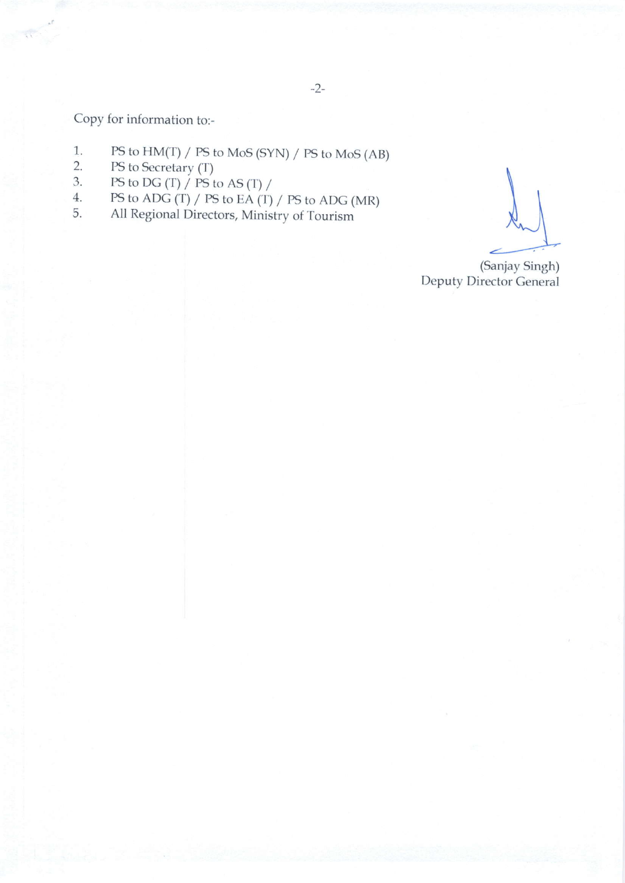Copy for information to:-

1. PS to HM(T) / PS to MoS (SYN) / PS to MoS (AB)
2. PS to Secretary (T)
3. PS to DG (T) / PS to AS (T) /
4. PS to ADG (T) / PS to EA (T) / PS to ADG (MR)
5. All Regional Directors, Ministry of Tourism

(Sanjay Singh)
Deputy Director General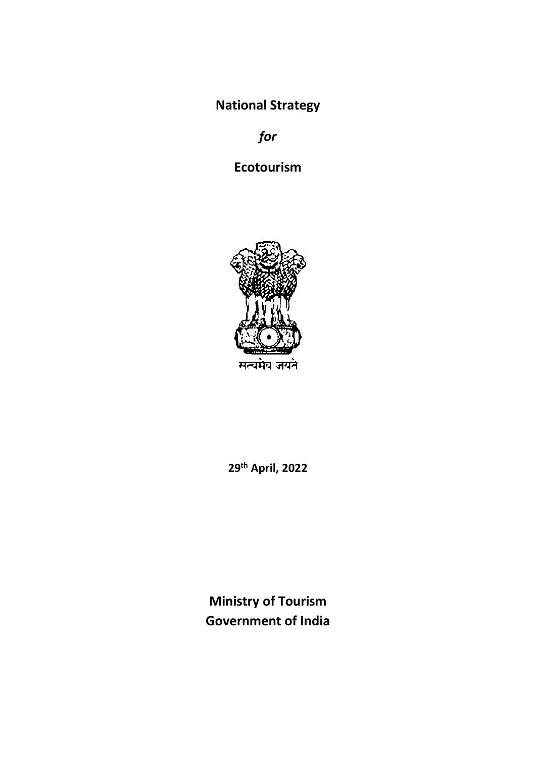**National Strategy**

***for***

**Ecotourism**

सत्यमेव जयते

**29th April, 2022**

**Ministry of Tourism**
**Government of India**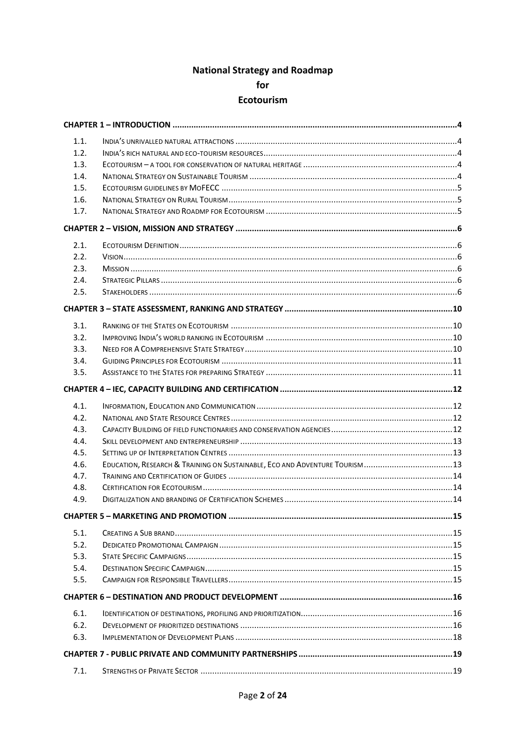# National Strategy and Roadmap for Ecotourism

| | | |
|---|---|---|
| **CHAPTER 1 – INTRODUCTION** | | **4** |
| 1.1. | India's unrivalled natural attractions | 4 |
| 1.2. | India's rich natural and eco-tourism resources | 4 |
| 1.3. | Ecotourism – a tool for conservation of natural heritage | 4 |
| 1.4. | National Strategy on Sustainable Tourism | 4 |
| 1.5. | Ecotourism guidelines by MoFECC | 5 |
| 1.6. | National Strategy on Rural Tourism | 5 |
| 1.7. | National Strategy and Roadmp for Ecotourism | 5 |
| **CHAPTER 2 – VISION, MISSION AND STRATEGY** | | **6** |
| 2.1. | Ecotourism Definition | 6 |
| 2.2. | Vision | 6 |
| 2.3. | Mission | 6 |
| 2.4. | Strategic Pillars | 6 |
| 2.5. | Stakeholders | 6 |
| **CHAPTER 3 – STATE ASSESSMENT, RANKING AND STRATEGY** | | **10** |
| 3.1. | Ranking of the States on Ecotourism | 10 |
| 3.2. | Improving India's world ranking in Ecotourism | 10 |
| 3.3. | Need for A Comprehensive State Strategy | 10 |
| 3.4. | Guiding Principles for Ecotourism | 11 |
| 3.5. | Assistance to the States for preparing Strategy | 11 |
| **CHAPTER 4 – IEC, CAPACITY BUILDING AND CERTIFICATION** | | **12** |
| 4.1. | Information, Education and Communication | 12 |
| 4.2. | National and State Resource Centres | 12 |
| 4.3. | Capacity Building of field functionaries and conservation agencies | 12 |
| 4.4. | Skill development and entrepreneurship | 13 |
| 4.5. | Setting up of Interpretation Centres | 13 |
| 4.6. | Education, Research & Training on Sustainable, Eco and Adventure Tourism | 13 |
| 4.7. | Training and Certification of Guides | 14 |
| 4.8. | Certification for Ecotourism | 14 |
| 4.9. | Digitalization and branding of Certification Schemes | 14 |
| **CHAPTER 5 – MARKETING AND PROMOTION** | | **15** |
| 5.1. | Creating a Sub brand | 15 |
| 5.2. | Dedicated Promotional Campaign | 15 |
| 5.3. | State Specific Campaigns | 15 |
| 5.4. | Destination Specific Campaign | 15 |
| 5.5. | Campaign for Responsible Travellers | 15 |
| **CHAPTER 6 – DESTINATION AND PRODUCT DEVELOPMENT** | | **16** |
| 6.1. | Identification of destinations, profiling and prioritization | 16 |
| 6.2. | Development of prioritized destinations | 16 |
| 6.3. | Implementation of Development Plans | 18 |
| **CHAPTER 7 - PUBLIC PRIVATE AND COMMUNITY PARTNERSHIPS** | | **19** |
| 7.1. | Strengths of Private Sector | 19 |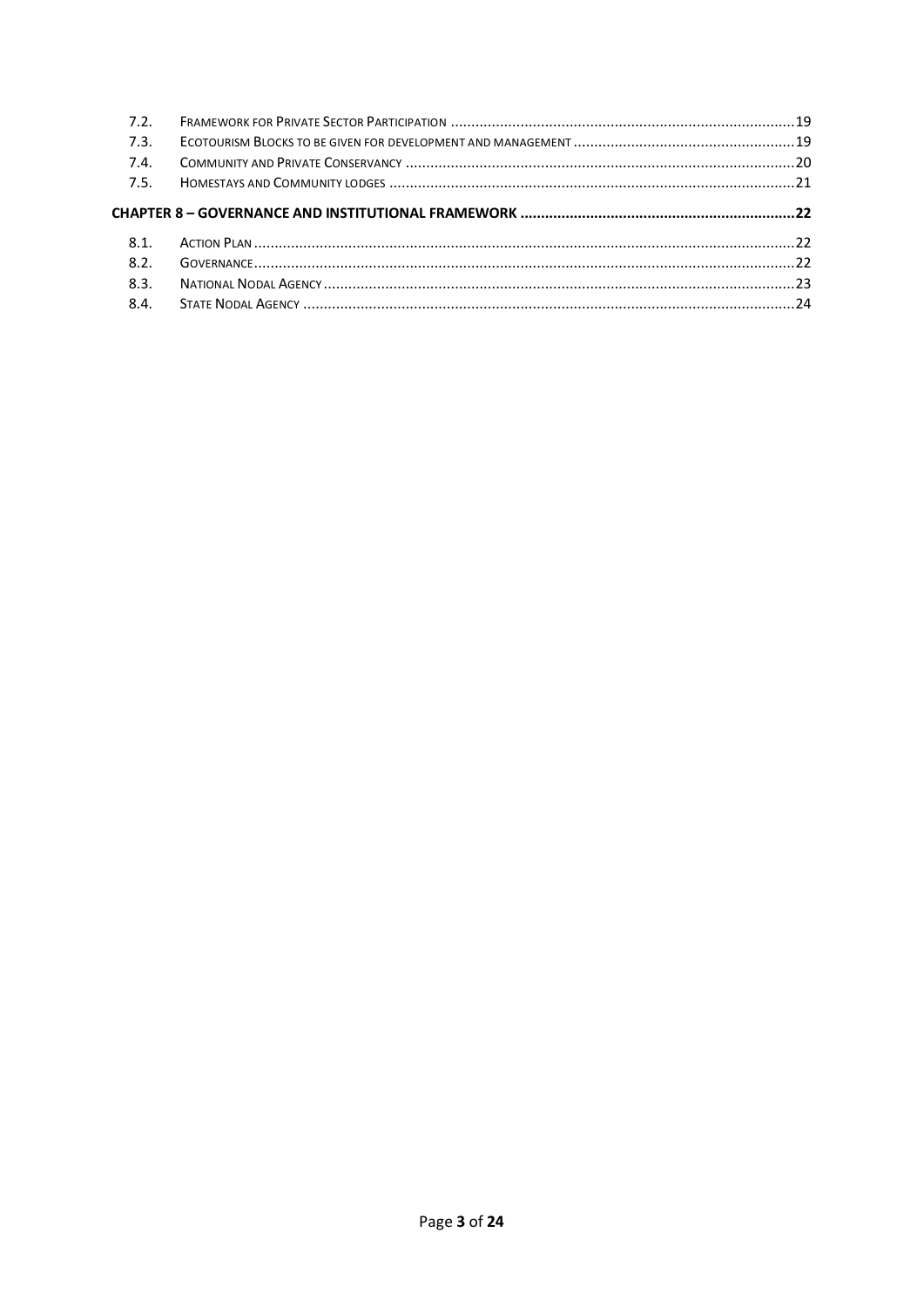| | | |
|---|---|---|
| 7.2. | Framework for Private Sector Participation | 19 |
| 7.3. | Ecotourism Blocks to be given for development and management | 19 |
| 7.4. | Community and Private Conservancy | 20 |
| 7.5. | Homestays and Community lodges | 21 |

**CHAPTER 8 – GOVERNANCE AND INSTITUTIONAL FRAMEWORK .......... 22**

| | | |
|---|---|---|
| 8.1. | Action Plan | 22 |
| 8.2. | Governance | 22 |
| 8.3. | National Nodal Agency | 23 |
| 8.4. | State Nodal Agency | 24 |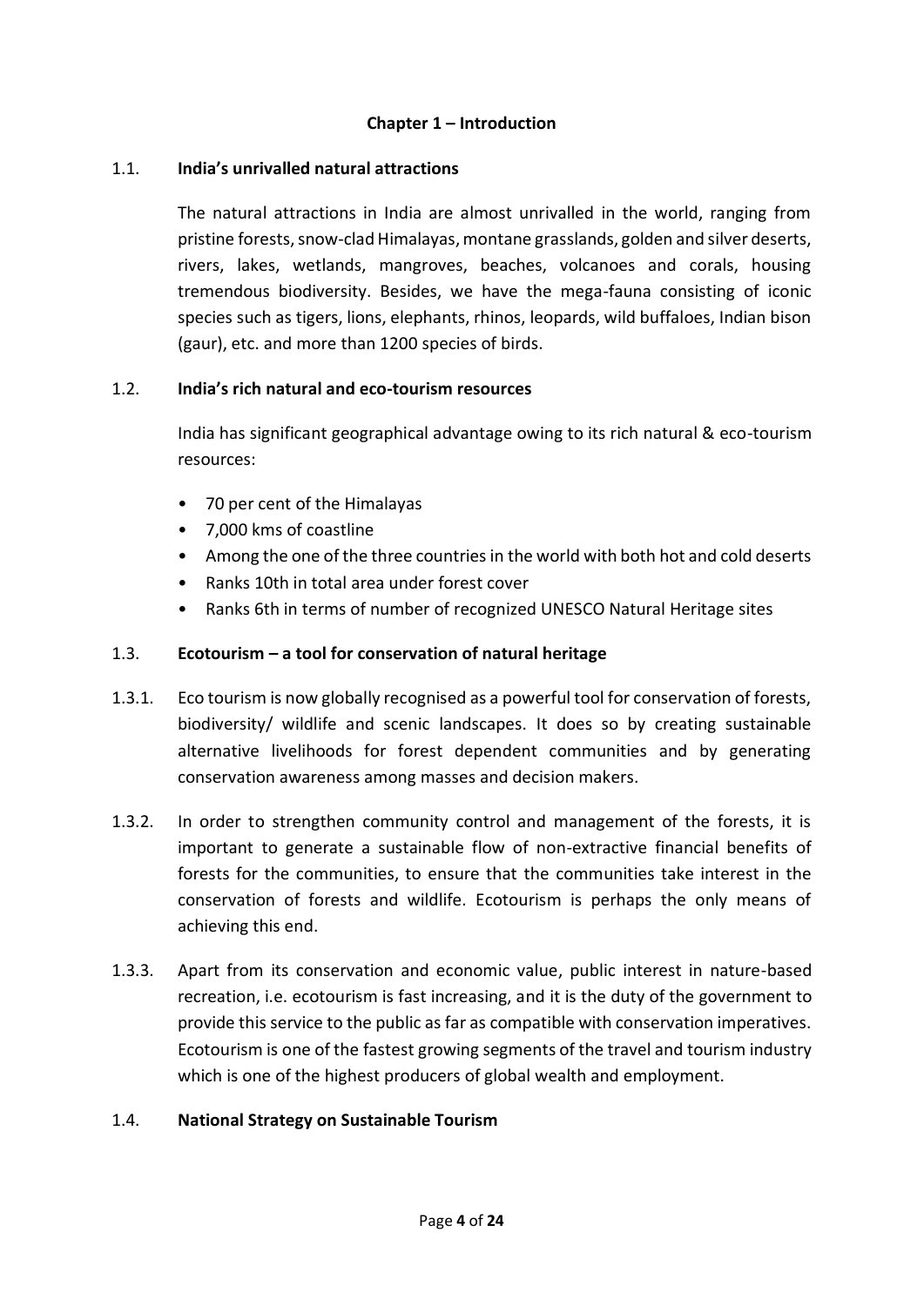# Chapter 1 – Introduction

## 1.1. India's unrivalled natural attractions

The natural attractions in India are almost unrivalled in the world, ranging from pristine forests, snow-clad Himalayas, montane grasslands, golden and silver deserts, rivers, lakes, wetlands, mangroves, beaches, volcanoes and corals, housing tremendous biodiversity. Besides, we have the mega-fauna consisting of iconic species such as tigers, lions, elephants, rhinos, leopards, wild buffaloes, Indian bison (gaur), etc. and more than 1200 species of birds.

## 1.2. India's rich natural and eco-tourism resources

India has significant geographical advantage owing to its rich natural & eco-tourism resources:

- 70 per cent of the Himalayas
- 7,000 kms of coastline
- Among the one of the three countries in the world with both hot and cold deserts
- Ranks 10th in total area under forest cover
- Ranks 6th in terms of number of recognized UNESCO Natural Heritage sites

## 1.3. Ecotourism – a tool for conservation of natural heritage

1.3.1. Eco tourism is now globally recognised as a powerful tool for conservation of forests, biodiversity/ wildlife and scenic landscapes. It does so by creating sustainable alternative livelihoods for forest dependent communities and by generating conservation awareness among masses and decision makers.

1.3.2. In order to strengthen community control and management of the forests, it is important to generate a sustainable flow of non-extractive financial benefits of forests for the communities, to ensure that the communities take interest in the conservation of forests and wildlife. Ecotourism is perhaps the only means of achieving this end.

1.3.3. Apart from its conservation and economic value, public interest in nature-based recreation, i.e. ecotourism is fast increasing, and it is the duty of the government to provide this service to the public as far as compatible with conservation imperatives. Ecotourism is one of the fastest growing segments of the travel and tourism industry which is one of the highest producers of global wealth and employment.

## 1.4. National Strategy on Sustainable Tourism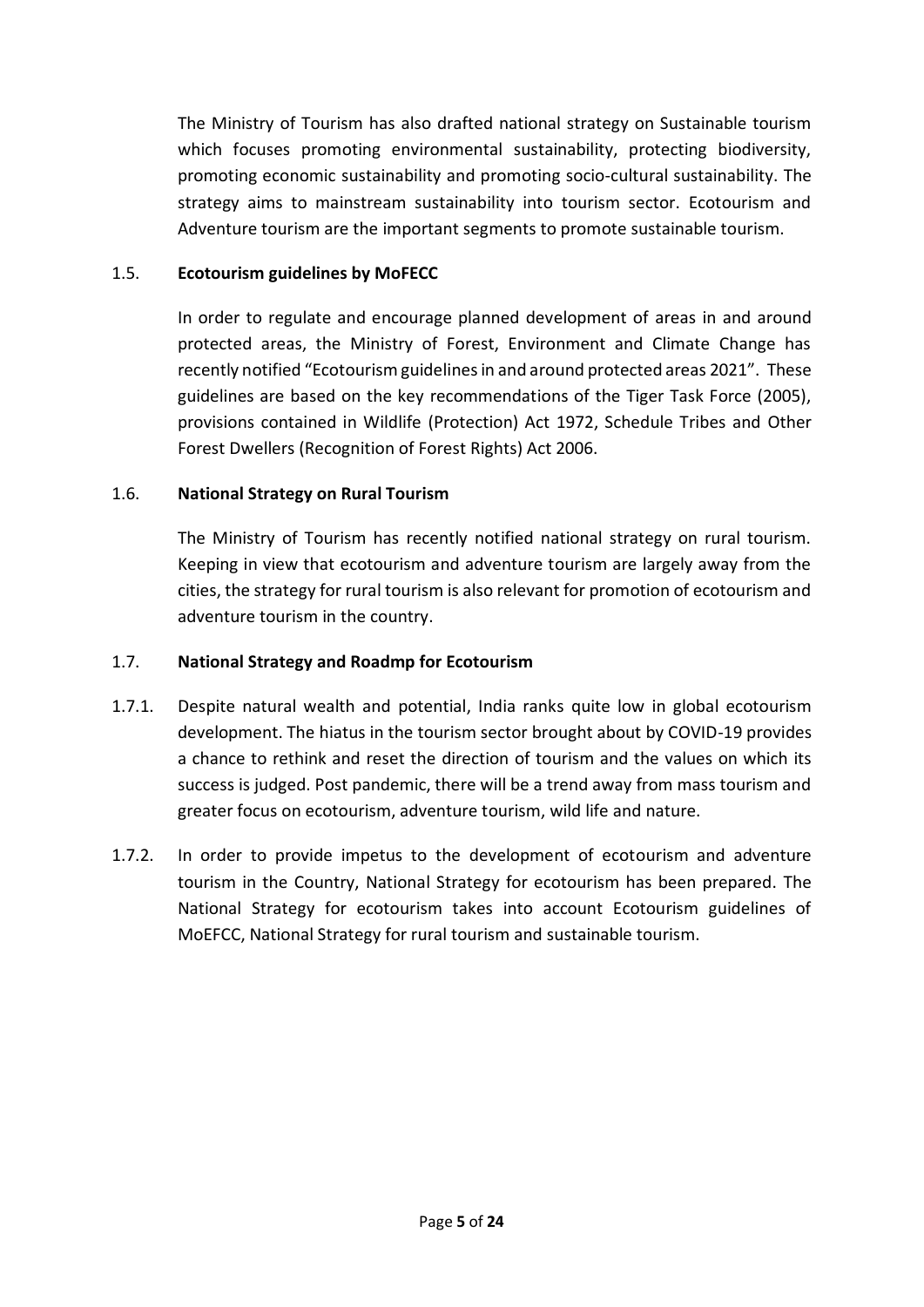The Ministry of Tourism has also drafted national strategy on Sustainable tourism which focuses promoting environmental sustainability, protecting biodiversity, promoting economic sustainability and promoting socio-cultural sustainability. The strategy aims to mainstream sustainability into tourism sector. Ecotourism and Adventure tourism are the important segments to promote sustainable tourism.

### 1.5. Ecotourism guidelines by MoFECC

In order to regulate and encourage planned development of areas in and around protected areas, the Ministry of Forest, Environment and Climate Change has recently notified "Ecotourism guidelines in and around protected areas 2021". These guidelines are based on the key recommendations of the Tiger Task Force (2005), provisions contained in Wildlife (Protection) Act 1972, Schedule Tribes and Other Forest Dwellers (Recognition of Forest Rights) Act 2006.

### 1.6. National Strategy on Rural Tourism

The Ministry of Tourism has recently notified national strategy on rural tourism. Keeping in view that ecotourism and adventure tourism are largely away from the cities, the strategy for rural tourism is also relevant for promotion of ecotourism and adventure tourism in the country.

### 1.7. National Strategy and Roadmp for Ecotourism

1.7.1. Despite natural wealth and potential, India ranks quite low in global ecotourism development. The hiatus in the tourism sector brought about by COVID-19 provides a chance to rethink and reset the direction of tourism and the values on which its success is judged. Post pandemic, there will be a trend away from mass tourism and greater focus on ecotourism, adventure tourism, wild life and nature.

1.7.2. In order to provide impetus to the development of ecotourism and adventure tourism in the Country, National Strategy for ecotourism has been prepared. The National Strategy for ecotourism takes into account Ecotourism guidelines of MoEFCC, National Strategy for rural tourism and sustainable tourism.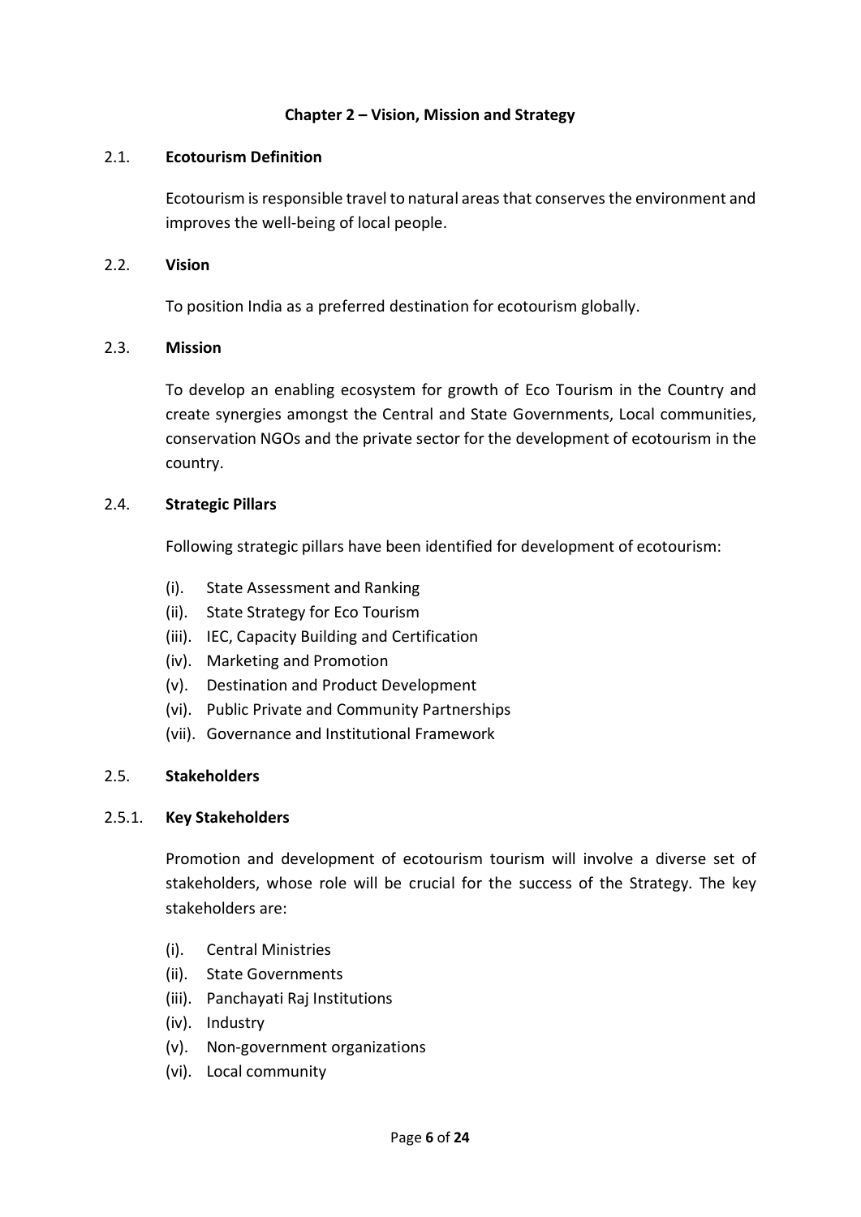## Chapter 2 – Vision, Mission and Strategy

### 2.1. Ecotourism Definition

Ecotourism is responsible travel to natural areas that conserves the environment and improves the well-being of local people.

### 2.2. Vision

To position India as a preferred destination for ecotourism globally.

### 2.3. Mission

To develop an enabling ecosystem for growth of Eco Tourism in the Country and create synergies amongst the Central and State Governments, Local communities, conservation NGOs and the private sector for the development of ecotourism in the country.

### 2.4. Strategic Pillars

Following strategic pillars have been identified for development of ecotourism:

(i). State Assessment and Ranking
(ii). State Strategy for Eco Tourism
(iii). IEC, Capacity Building and Certification
(iv). Marketing and Promotion
(v). Destination and Product Development
(vi). Public Private and Community Partnerships
(vii). Governance and Institutional Framework

### 2.5. Stakeholders

#### 2.5.1. Key Stakeholders

Promotion and development of ecotourism tourism will involve a diverse set of stakeholders, whose role will be crucial for the success of the Strategy. The key stakeholders are:

(i). Central Ministries
(ii). State Governments
(iii). Panchayati Raj Institutions
(iv). Industry
(v). Non-government organizations
(vi). Local community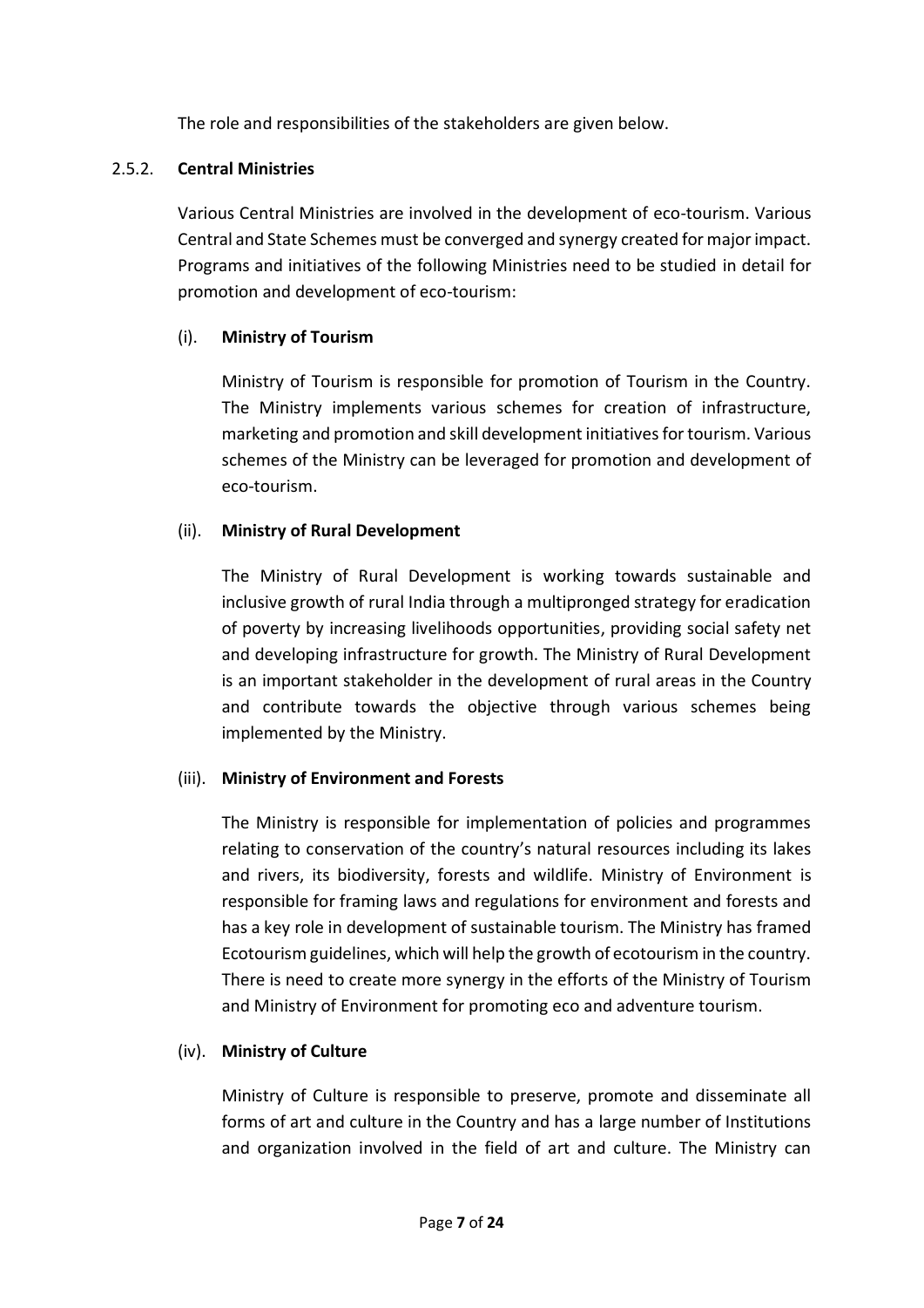The role and responsibilities of the stakeholders are given below.

### 2.5.2. **Central Ministries**

Various Central Ministries are involved in the development of eco-tourism. Various Central and State Schemes must be converged and synergy created for major impact. Programs and initiatives of the following Ministries need to be studied in detail for promotion and development of eco-tourism:

#### (i). **Ministry of Tourism**

Ministry of Tourism is responsible for promotion of Tourism in the Country. The Ministry implements various schemes for creation of infrastructure, marketing and promotion and skill development initiatives for tourism. Various schemes of the Ministry can be leveraged for promotion and development of eco-tourism.

#### (ii). **Ministry of Rural Development**

The Ministry of Rural Development is working towards sustainable and inclusive growth of rural India through a multipronged strategy for eradication of poverty by increasing livelihoods opportunities, providing social safety net and developing infrastructure for growth. The Ministry of Rural Development is an important stakeholder in the development of rural areas in the Country and contribute towards the objective through various schemes being implemented by the Ministry.

#### (iii). **Ministry of Environment and Forests**

The Ministry is responsible for implementation of policies and programmes relating to conservation of the country's natural resources including its lakes and rivers, its biodiversity, forests and wildlife. Ministry of Environment is responsible for framing laws and regulations for environment and forests and has a key role in development of sustainable tourism. The Ministry has framed Ecotourism guidelines, which will help the growth of ecotourism in the country. There is need to create more synergy in the efforts of the Ministry of Tourism and Ministry of Environment for promoting eco and adventure tourism.

#### (iv). **Ministry of Culture**

Ministry of Culture is responsible to preserve, promote and disseminate all forms of art and culture in the Country and has a large number of Institutions and organization involved in the field of art and culture. The Ministry can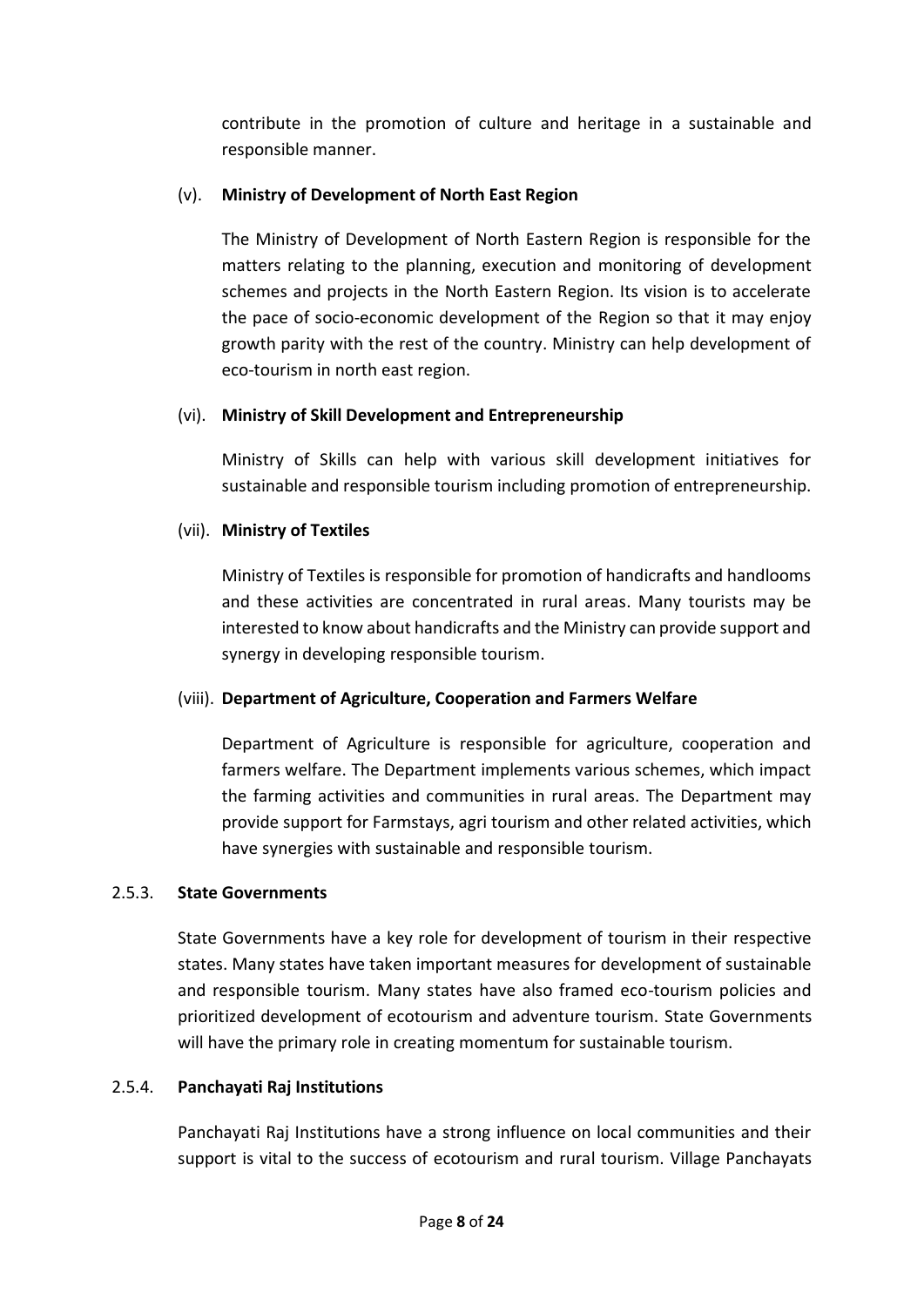contribute in the promotion of culture and heritage in a sustainable and responsible manner.

(v). **Ministry of Development of North East Region**

The Ministry of Development of North Eastern Region is responsible for the matters relating to the planning, execution and monitoring of development schemes and projects in the North Eastern Region. Its vision is to accelerate the pace of socio-economic development of the Region so that it may enjoy growth parity with the rest of the country. Ministry can help development of eco-tourism in north east region.

(vi). **Ministry of Skill Development and Entrepreneurship**

Ministry of Skills can help with various skill development initiatives for sustainable and responsible tourism including promotion of entrepreneurship.

(vii). **Ministry of Textiles**

Ministry of Textiles is responsible for promotion of handicrafts and handlooms and these activities are concentrated in rural areas. Many tourists may be interested to know about handicrafts and the Ministry can provide support and synergy in developing responsible tourism.

(viii). **Department of Agriculture, Cooperation and Farmers Welfare**

Department of Agriculture is responsible for agriculture, cooperation and farmers welfare. The Department implements various schemes, which impact the farming activities and communities in rural areas. The Department may provide support for Farmstays, agri tourism and other related activities, which have synergies with sustainable and responsible tourism.

### 2.5.3. State Governments

State Governments have a key role for development of tourism in their respective states. Many states have taken important measures for development of sustainable and responsible tourism. Many states have also framed eco-tourism policies and prioritized development of ecotourism and adventure tourism. State Governments will have the primary role in creating momentum for sustainable tourism.

### 2.5.4. Panchayati Raj Institutions

Panchayati Raj Institutions have a strong influence on local communities and their support is vital to the success of ecotourism and rural tourism. Village Panchayats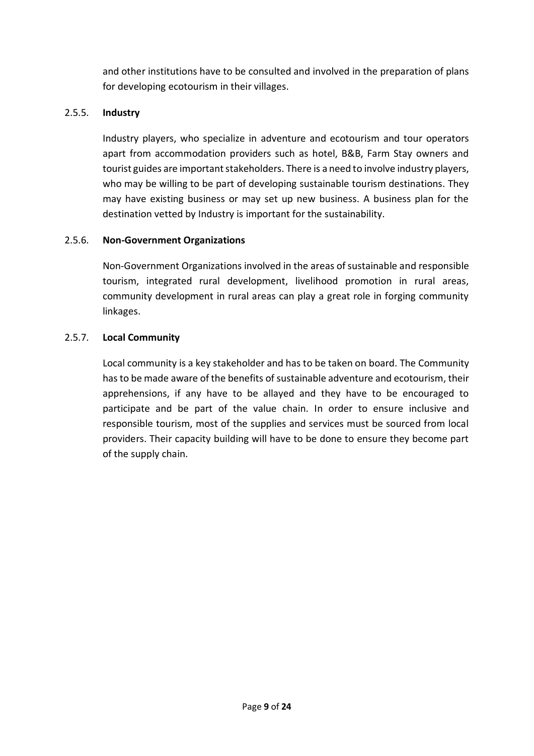and other institutions have to be consulted and involved in the preparation of plans for developing ecotourism in their villages.

### 2.5.5. Industry

Industry players, who specialize in adventure and ecotourism and tour operators apart from accommodation providers such as hotel, B&B, Farm Stay owners and tourist guides are important stakeholders. There is a need to involve industry players, who may be willing to be part of developing sustainable tourism destinations. They may have existing business or may set up new business. A business plan for the destination vetted by Industry is important for the sustainability.

### 2.5.6. Non-Government Organizations

Non-Government Organizations involved in the areas of sustainable and responsible tourism, integrated rural development, livelihood promotion in rural areas, community development in rural areas can play a great role in forging community linkages.

### 2.5.7. Local Community

Local community is a key stakeholder and has to be taken on board. The Community has to be made aware of the benefits of sustainable adventure and ecotourism, their apprehensions, if any have to be allayed and they have to be encouraged to participate and be part of the value chain. In order to ensure inclusive and responsible tourism, most of the supplies and services must be sourced from local providers. Their capacity building will have to be done to ensure they become part of the supply chain.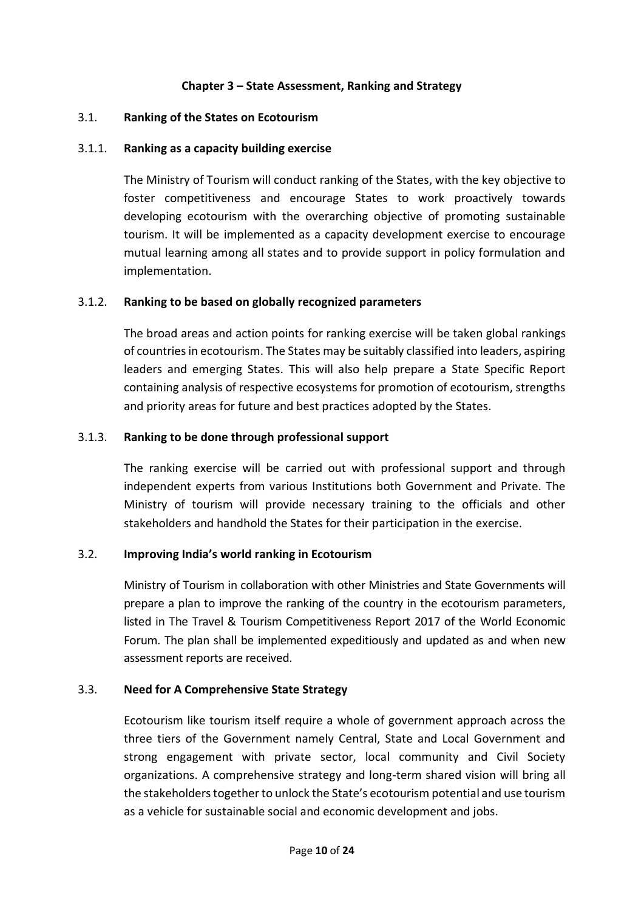## Chapter 3 – State Assessment, Ranking and Strategy

### 3.1. Ranking of the States on Ecotourism

#### 3.1.1. Ranking as a capacity building exercise

The Ministry of Tourism will conduct ranking of the States, with the key objective to foster competitiveness and encourage States to work proactively towards developing ecotourism with the overarching objective of promoting sustainable tourism. It will be implemented as a capacity development exercise to encourage mutual learning among all states and to provide support in policy formulation and implementation.

#### 3.1.2. Ranking to be based on globally recognized parameters

The broad areas and action points for ranking exercise will be taken global rankings of countries in ecotourism. The States may be suitably classified into leaders, aspiring leaders and emerging States. This will also help prepare a State Specific Report containing analysis of respective ecosystems for promotion of ecotourism, strengths and priority areas for future and best practices adopted by the States.

#### 3.1.3. Ranking to be done through professional support

The ranking exercise will be carried out with professional support and through independent experts from various Institutions both Government and Private. The Ministry of tourism will provide necessary training to the officials and other stakeholders and handhold the States for their participation in the exercise.

### 3.2. Improving India's world ranking in Ecotourism

Ministry of Tourism in collaboration with other Ministries and State Governments will prepare a plan to improve the ranking of the country in the ecotourism parameters, listed in The Travel & Tourism Competitiveness Report 2017 of the World Economic Forum. The plan shall be implemented expeditiously and updated as and when new assessment reports are received.

### 3.3. Need for A Comprehensive State Strategy

Ecotourism like tourism itself require a whole of government approach across the three tiers of the Government namely Central, State and Local Government and strong engagement with private sector, local community and Civil Society organizations. A comprehensive strategy and long-term shared vision will bring all the stakeholders together to unlock the State's ecotourism potential and use tourism as a vehicle for sustainable social and economic development and jobs.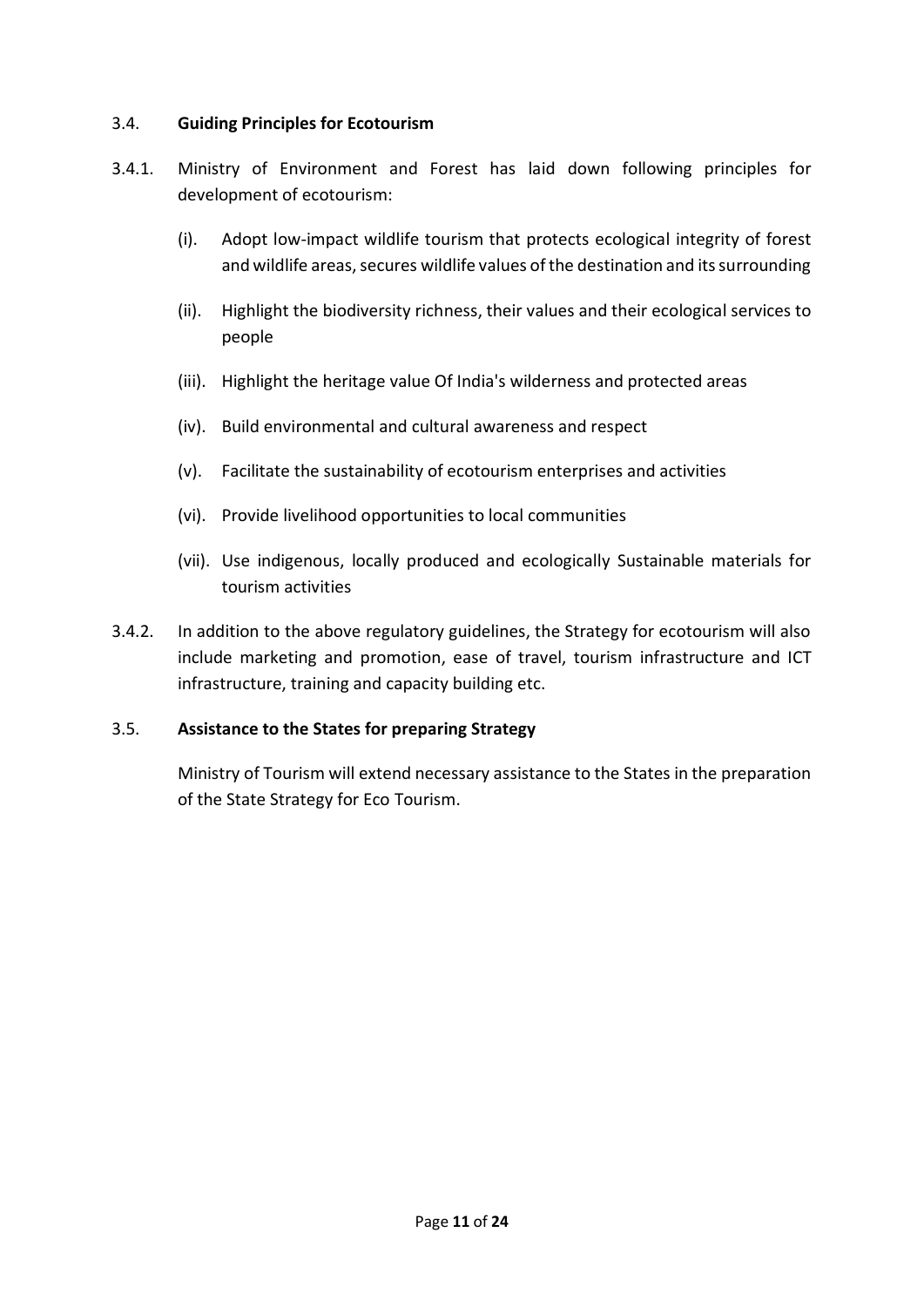### 3.4. **Guiding Principles for Ecotourism**

3.4.1. Ministry of Environment and Forest has laid down following principles for development of ecotourism:

(i). Adopt low-impact wildlife tourism that protects ecological integrity of forest and wildlife areas, secures wildlife values of the destination and its surrounding

(ii). Highlight the biodiversity richness, their values and their ecological services to people

(iii). Highlight the heritage value Of India's wilderness and protected areas

(iv). Build environmental and cultural awareness and respect

(v). Facilitate the sustainability of ecotourism enterprises and activities

(vi). Provide livelihood opportunities to local communities

(vii). Use indigenous, locally produced and ecologically Sustainable materials for tourism activities

3.4.2. In addition to the above regulatory guidelines, the Strategy for ecotourism will also include marketing and promotion, ease of travel, tourism infrastructure and ICT infrastructure, training and capacity building etc.

### 3.5. **Assistance to the States for preparing Strategy**

Ministry of Tourism will extend necessary assistance to the States in the preparation of the State Strategy for Eco Tourism.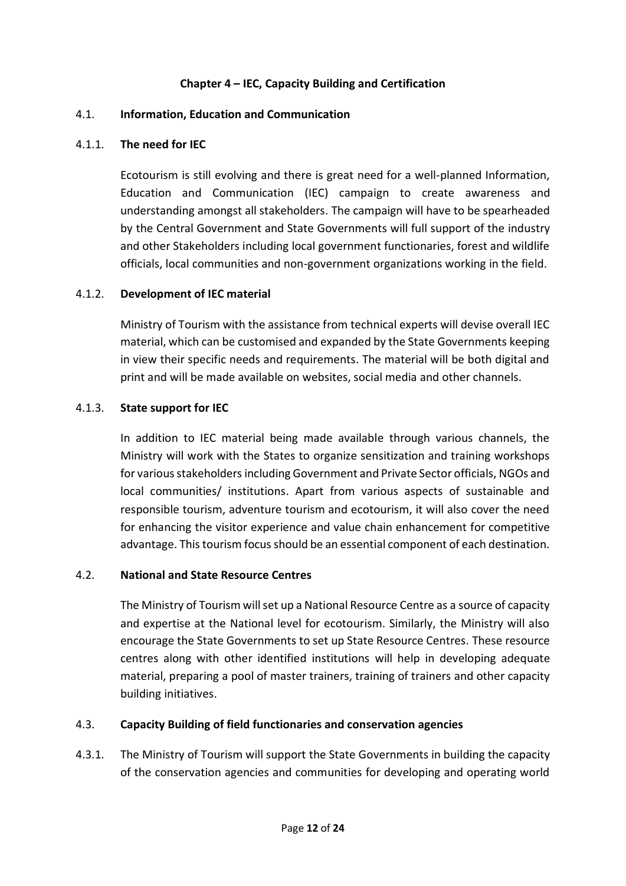## Chapter 4 – IEC, Capacity Building and Certification

### 4.1. Information, Education and Communication

#### 4.1.1. The need for IEC

Ecotourism is still evolving and there is great need for a well-planned Information, Education and Communication (IEC) campaign to create awareness and understanding amongst all stakeholders. The campaign will have to be spearheaded by the Central Government and State Governments will full support of the industry and other Stakeholders including local government functionaries, forest and wildlife officials, local communities and non-government organizations working in the field.

#### 4.1.2. Development of IEC material

Ministry of Tourism with the assistance from technical experts will devise overall IEC material, which can be customised and expanded by the State Governments keeping in view their specific needs and requirements. The material will be both digital and print and will be made available on websites, social media and other channels.

#### 4.1.3. State support for IEC

In addition to IEC material being made available through various channels, the Ministry will work with the States to organize sensitization and training workshops for various stakeholders including Government and Private Sector officials, NGOs and local communities/ institutions. Apart from various aspects of sustainable and responsible tourism, adventure tourism and ecotourism, it will also cover the need for enhancing the visitor experience and value chain enhancement for competitive advantage. This tourism focus should be an essential component of each destination.

### 4.2. National and State Resource Centres

The Ministry of Tourism will set up a National Resource Centre as a source of capacity and expertise at the National level for ecotourism. Similarly, the Ministry will also encourage the State Governments to set up State Resource Centres. These resource centres along with other identified institutions will help in developing adequate material, preparing a pool of master trainers, training of trainers and other capacity building initiatives.

### 4.3. Capacity Building of field functionaries and conservation agencies

4.3.1. The Ministry of Tourism will support the State Governments in building the capacity of the conservation agencies and communities for developing and operating world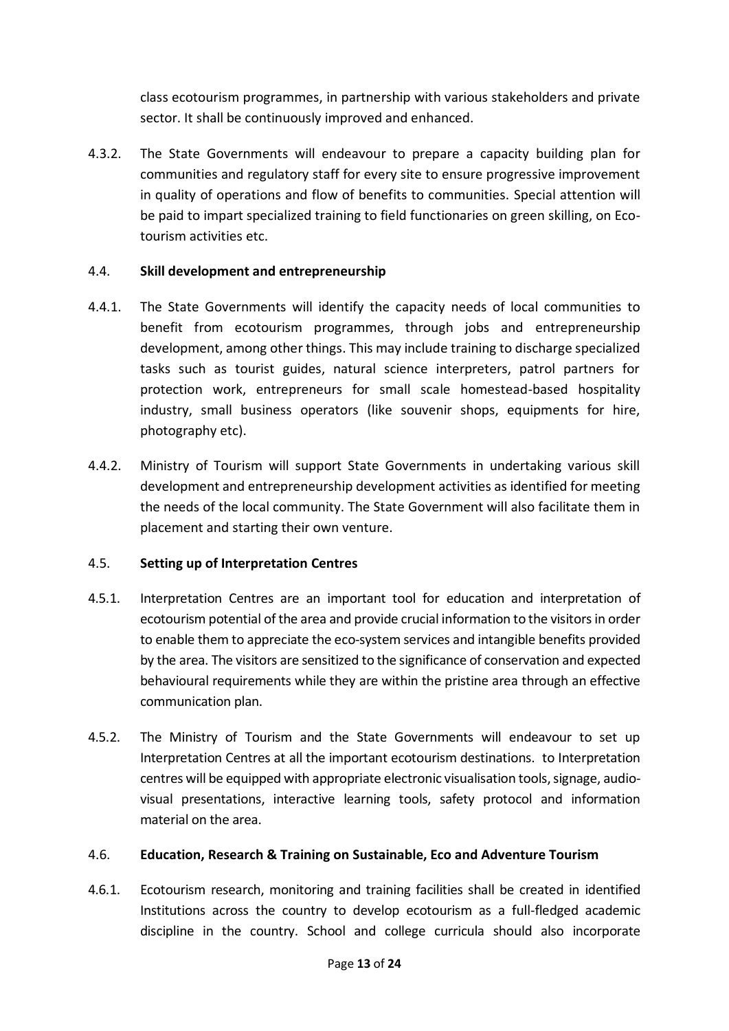class ecotourism programmes, in partnership with various stakeholders and private sector. It shall be continuously improved and enhanced.

4.3.2. The State Governments will endeavour to prepare a capacity building plan for communities and regulatory staff for every site to ensure progressive improvement in quality of operations and flow of benefits to communities. Special attention will be paid to impart specialized training to field functionaries on green skilling, on Eco-tourism activities etc.

### 4.4. **Skill development and entrepreneurship**

4.4.1. The State Governments will identify the capacity needs of local communities to benefit from ecotourism programmes, through jobs and entrepreneurship development, among other things. This may include training to discharge specialized tasks such as tourist guides, natural science interpreters, patrol partners for protection work, entrepreneurs for small scale homestead-based hospitality industry, small business operators (like souvenir shops, equipments for hire, photography etc).

4.4.2. Ministry of Tourism will support State Governments in undertaking various skill development and entrepreneurship development activities as identified for meeting the needs of the local community. The State Government will also facilitate them in placement and starting their own venture.

### 4.5. **Setting up of Interpretation Centres**

4.5.1. Interpretation Centres are an important tool for education and interpretation of ecotourism potential of the area and provide crucial information to the visitors in order to enable them to appreciate the eco-system services and intangible benefits provided by the area. The visitors are sensitized to the significance of conservation and expected behavioural requirements while they are within the pristine area through an effective communication plan.

4.5.2. The Ministry of Tourism and the State Governments will endeavour to set up Interpretation Centres at all the important ecotourism destinations. to Interpretation centres will be equipped with appropriate electronic visualisation tools, signage, audio-visual presentations, interactive learning tools, safety protocol and information material on the area.

### 4.6. **Education, Research & Training on Sustainable, Eco and Adventure Tourism**

4.6.1. Ecotourism research, monitoring and training facilities shall be created in identified Institutions across the country to develop ecotourism as a full-fledged academic discipline in the country. School and college curricula should also incorporate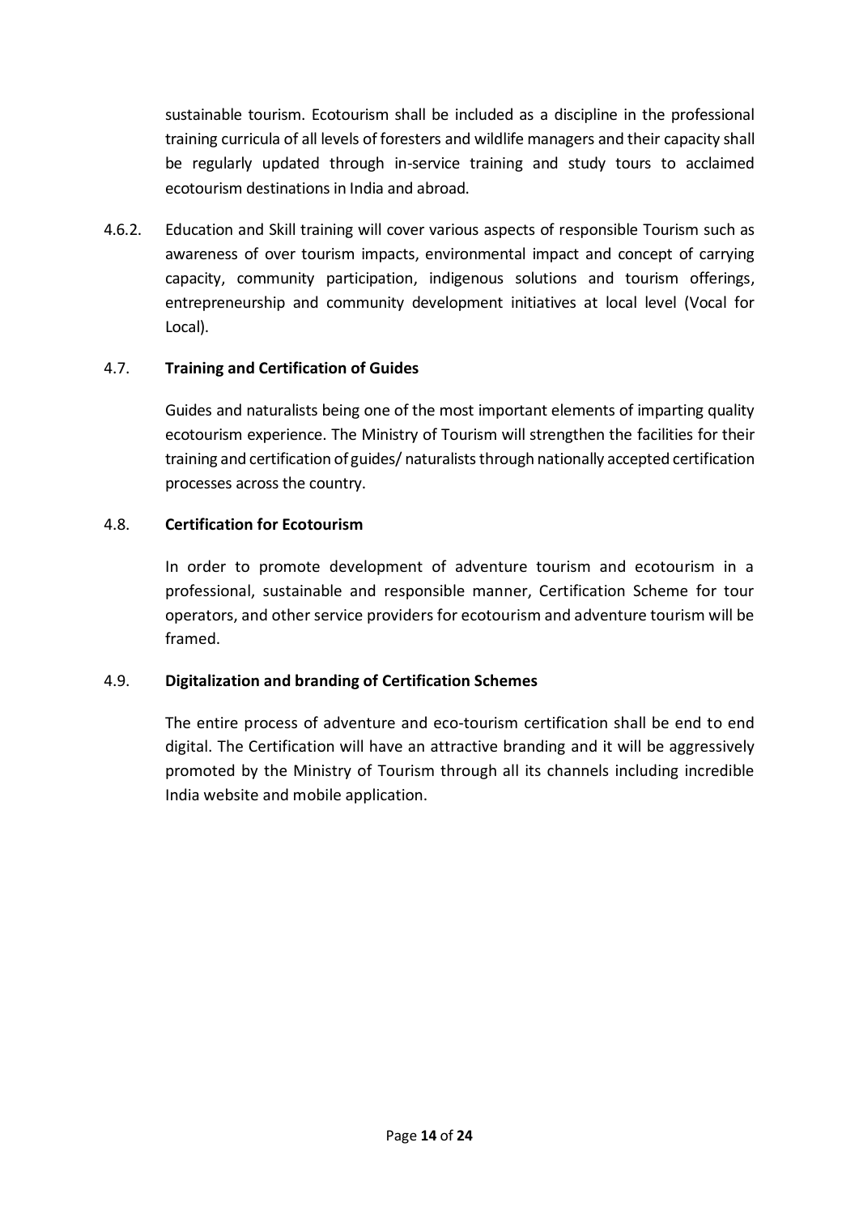sustainable tourism. Ecotourism shall be included as a discipline in the professional training curricula of all levels of foresters and wildlife managers and their capacity shall be regularly updated through in-service training and study tours to acclaimed ecotourism destinations in India and abroad.

4.6.2. Education and Skill training will cover various aspects of responsible Tourism such as awareness of over tourism impacts, environmental impact and concept of carrying capacity, community participation, indigenous solutions and tourism offerings, entrepreneurship and community development initiatives at local level (Vocal for Local).

### 4.7. Training and Certification of Guides

Guides and naturalists being one of the most important elements of imparting quality ecotourism experience. The Ministry of Tourism will strengthen the facilities for their training and certification of guides/ naturalists through nationally accepted certification processes across the country.

### 4.8. Certification for Ecotourism

In order to promote development of adventure tourism and ecotourism in a professional, sustainable and responsible manner, Certification Scheme for tour operators, and other service providers for ecotourism and adventure tourism will be framed.

### 4.9. Digitalization and branding of Certification Schemes

The entire process of adventure and eco-tourism certification shall be end to end digital. The Certification will have an attractive branding and it will be aggressively promoted by the Ministry of Tourism through all its channels including incredible India website and mobile application.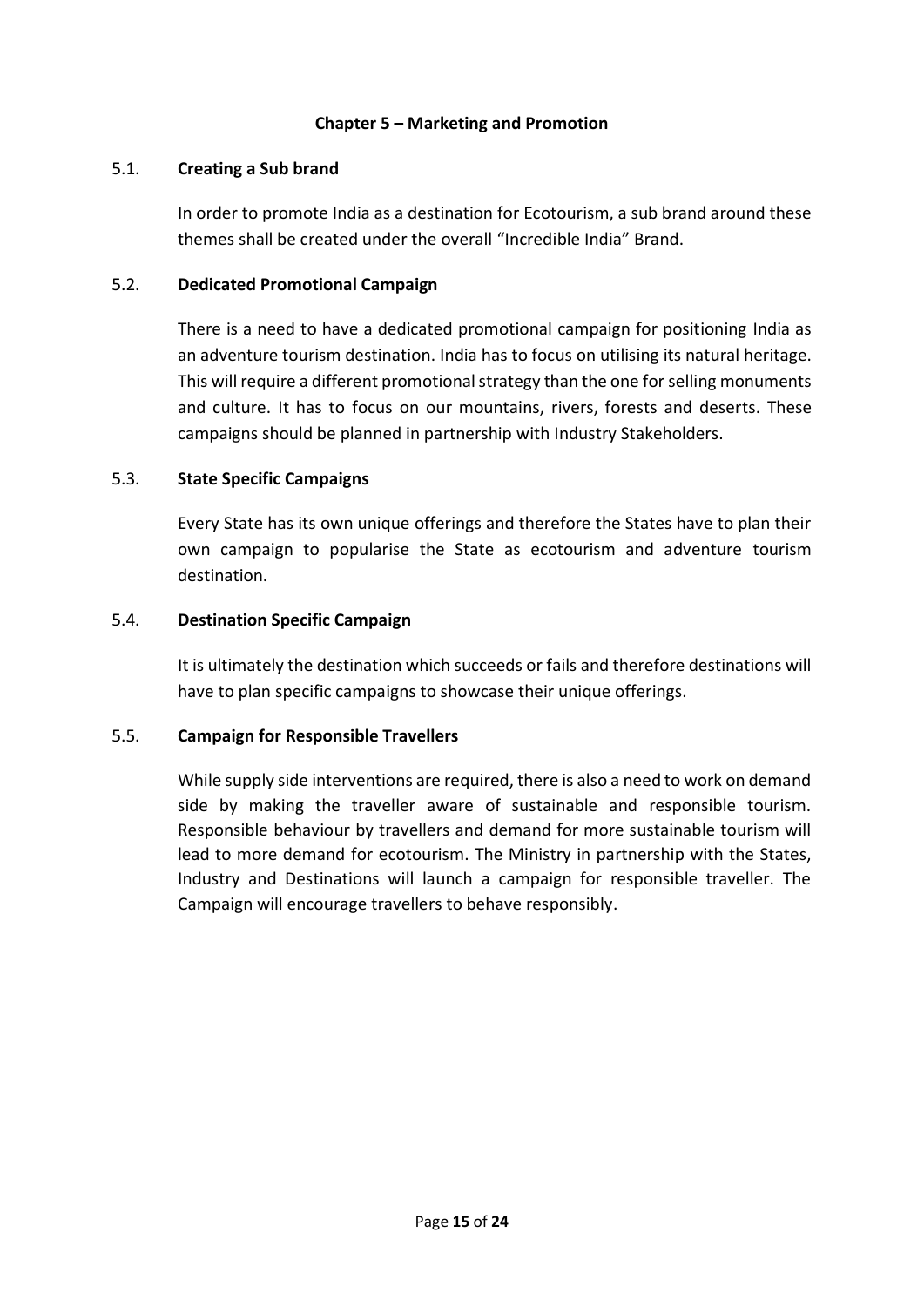# Chapter 5 – Marketing and Promotion

## 5.1. Creating a Sub brand

In order to promote India as a destination for Ecotourism, a sub brand around these themes shall be created under the overall "Incredible India" Brand.

## 5.2. Dedicated Promotional Campaign

There is a need to have a dedicated promotional campaign for positioning India as an adventure tourism destination. India has to focus on utilising its natural heritage. This will require a different promotional strategy than the one for selling monuments and culture. It has to focus on our mountains, rivers, forests and deserts. These campaigns should be planned in partnership with Industry Stakeholders.

## 5.3. State Specific Campaigns

Every State has its own unique offerings and therefore the States have to plan their own campaign to popularise the State as ecotourism and adventure tourism destination.

## 5.4. Destination Specific Campaign

It is ultimately the destination which succeeds or fails and therefore destinations will have to plan specific campaigns to showcase their unique offerings.

## 5.5. Campaign for Responsible Travellers

While supply side interventions are required, there is also a need to work on demand side by making the traveller aware of sustainable and responsible tourism. Responsible behaviour by travellers and demand for more sustainable tourism will lead to more demand for ecotourism. The Ministry in partnership with the States, Industry and Destinations will launch a campaign for responsible traveller. The Campaign will encourage travellers to behave responsibly.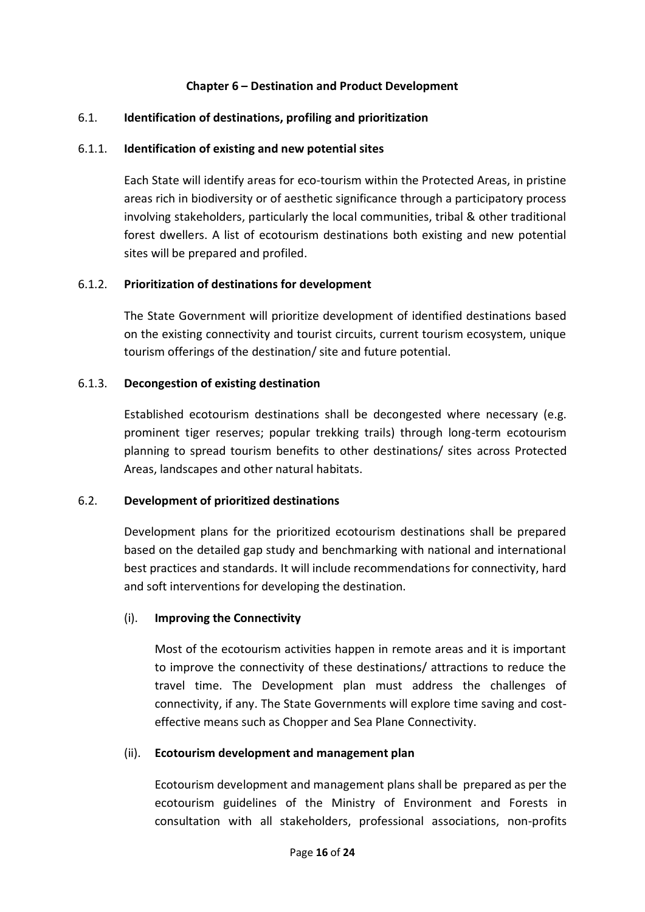# Chapter 6 – Destination and Product Development

## 6.1. Identification of destinations, profiling and prioritization

### 6.1.1. Identification of existing and new potential sites

Each State will identify areas for eco-tourism within the Protected Areas, in pristine areas rich in biodiversity or of aesthetic significance through a participatory process involving stakeholders, particularly the local communities, tribal & other traditional forest dwellers. A list of ecotourism destinations both existing and new potential sites will be prepared and profiled.

### 6.1.2. Prioritization of destinations for development

The State Government will prioritize development of identified destinations based on the existing connectivity and tourist circuits, current tourism ecosystem, unique tourism offerings of the destination/ site and future potential.

### 6.1.3. Decongestion of existing destination

Established ecotourism destinations shall be decongested where necessary (e.g. prominent tiger reserves; popular trekking trails) through long-term ecotourism planning to spread tourism benefits to other destinations/ sites across Protected Areas, landscapes and other natural habitats.

## 6.2. Development of prioritized destinations

Development plans for the prioritized ecotourism destinations shall be prepared based on the detailed gap study and benchmarking with national and international best practices and standards. It will include recommendations for connectivity, hard and soft interventions for developing the destination.

### (i). Improving the Connectivity

Most of the ecotourism activities happen in remote areas and it is important to improve the connectivity of these destinations/ attractions to reduce the travel time. The Development plan must address the challenges of connectivity, if any. The State Governments will explore time saving and cost-effective means such as Chopper and Sea Plane Connectivity.

### (ii). Ecotourism development and management plan

Ecotourism development and management plans shall be prepared as per the ecotourism guidelines of the Ministry of Environment and Forests in consultation with all stakeholders, professional associations, non-profits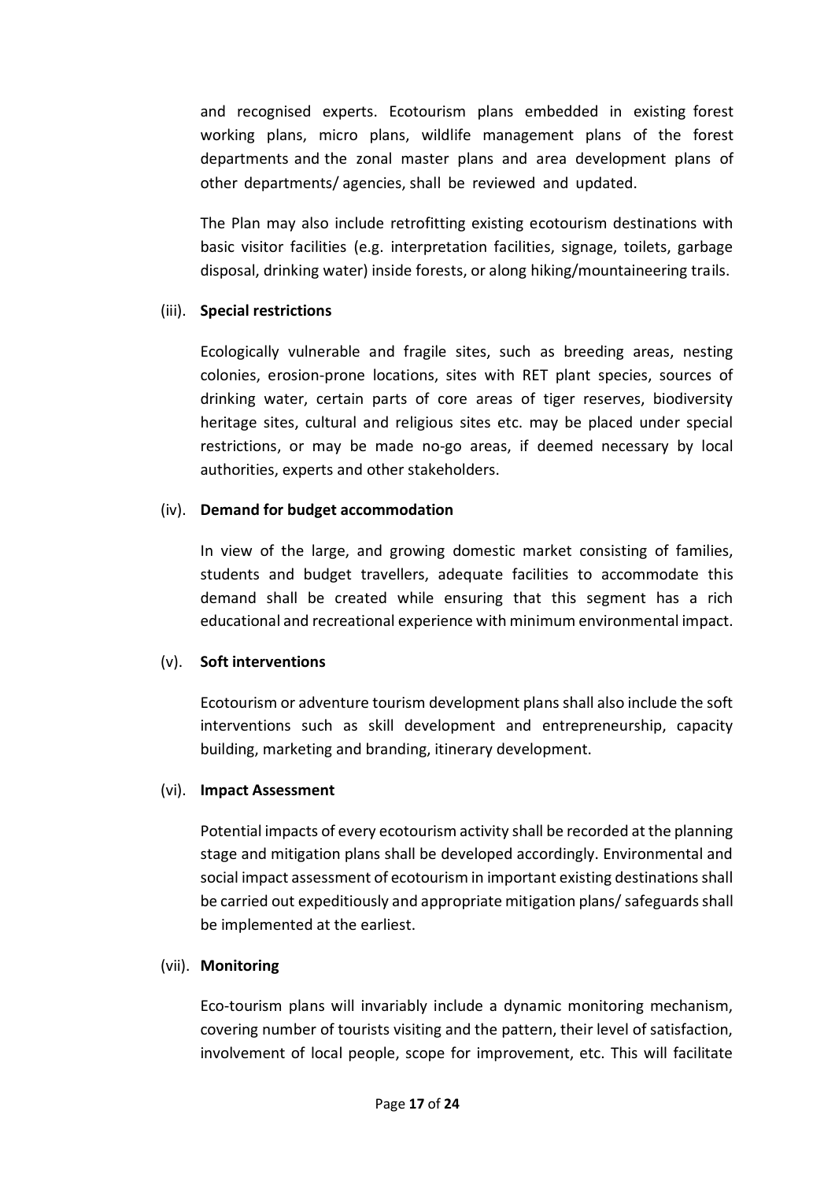and recognised experts. Ecotourism plans embedded in existing forest working plans, micro plans, wildlife management plans of the forest departments and the zonal master plans and area development plans of other departments/ agencies, shall be reviewed and updated.

The Plan may also include retrofitting existing ecotourism destinations with basic visitor facilities (e.g. interpretation facilities, signage, toilets, garbage disposal, drinking water) inside forests, or along hiking/mountaineering trails.

(iii). **Special restrictions**

Ecologically vulnerable and fragile sites, such as breeding areas, nesting colonies, erosion-prone locations, sites with RET plant species, sources of drinking water, certain parts of core areas of tiger reserves, biodiversity heritage sites, cultural and religious sites etc. may be placed under special restrictions, or may be made no-go areas, if deemed necessary by local authorities, experts and other stakeholders.

(iv). **Demand for budget accommodation**

In view of the large, and growing domestic market consisting of families, students and budget travellers, adequate facilities to accommodate this demand shall be created while ensuring that this segment has a rich educational and recreational experience with minimum environmental impact.

(v). **Soft interventions**

Ecotourism or adventure tourism development plans shall also include the soft interventions such as skill development and entrepreneurship, capacity building, marketing and branding, itinerary development.

(vi). **Impact Assessment**

Potential impacts of every ecotourism activity shall be recorded at the planning stage and mitigation plans shall be developed accordingly. Environmental and social impact assessment of ecotourism in important existing destinations shall be carried out expeditiously and appropriate mitigation plans/ safeguards shall be implemented at the earliest.

(vii). **Monitoring**

Eco-tourism plans will invariably include a dynamic monitoring mechanism, covering number of tourists visiting and the pattern, their level of satisfaction, involvement of local people, scope for improvement, etc. This will facilitate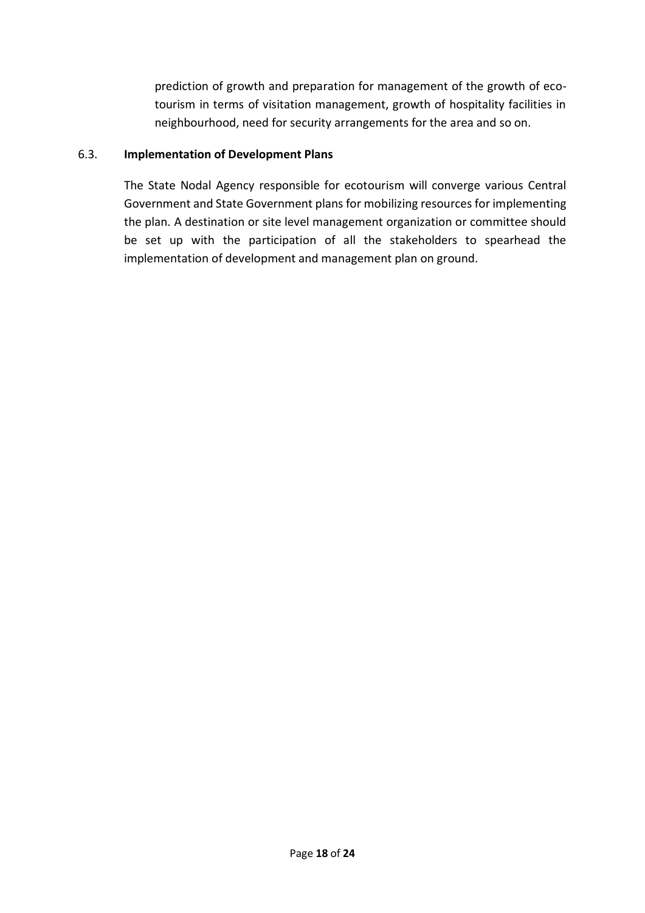prediction of growth and preparation for management of the growth of eco-tourism in terms of visitation management, growth of hospitality facilities in neighbourhood, need for security arrangements for the area and so on.

### 6.3. Implementation of Development Plans

The State Nodal Agency responsible for ecotourism will converge various Central Government and State Government plans for mobilizing resources for implementing the plan. A destination or site level management organization or committee should be set up with the participation of all the stakeholders to spearhead the implementation of development and management plan on ground.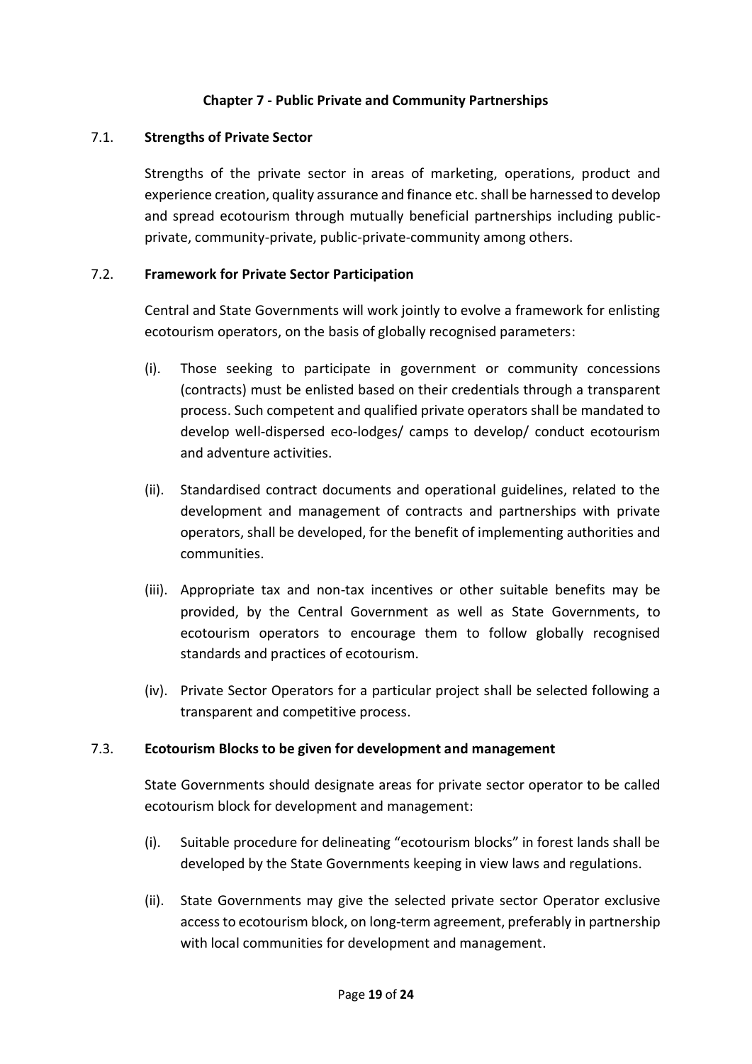## Chapter 7 - Public Private and Community Partnerships

### 7.1. Strengths of Private Sector

Strengths of the private sector in areas of marketing, operations, product and experience creation, quality assurance and finance etc. shall be harnessed to develop and spread ecotourism through mutually beneficial partnerships including public-private, community-private, public-private-community among others.

### 7.2. Framework for Private Sector Participation

Central and State Governments will work jointly to evolve a framework for enlisting ecotourism operators, on the basis of globally recognised parameters:

(i). Those seeking to participate in government or community concessions (contracts) must be enlisted based on their credentials through a transparent process. Such competent and qualified private operators shall be mandated to develop well-dispersed eco-lodges/ camps to develop/ conduct ecotourism and adventure activities.

(ii). Standardised contract documents and operational guidelines, related to the development and management of contracts and partnerships with private operators, shall be developed, for the benefit of implementing authorities and communities.

(iii). Appropriate tax and non-tax incentives or other suitable benefits may be provided, by the Central Government as well as State Governments, to ecotourism operators to encourage them to follow globally recognised standards and practices of ecotourism.

(iv). Private Sector Operators for a particular project shall be selected following a transparent and competitive process.

### 7.3. Ecotourism Blocks to be given for development and management

State Governments should designate areas for private sector operator to be called ecotourism block for development and management:

(i). Suitable procedure for delineating "ecotourism blocks" in forest lands shall be developed by the State Governments keeping in view laws and regulations.

(ii). State Governments may give the selected private sector Operator exclusive access to ecotourism block, on long-term agreement, preferably in partnership with local communities for development and management.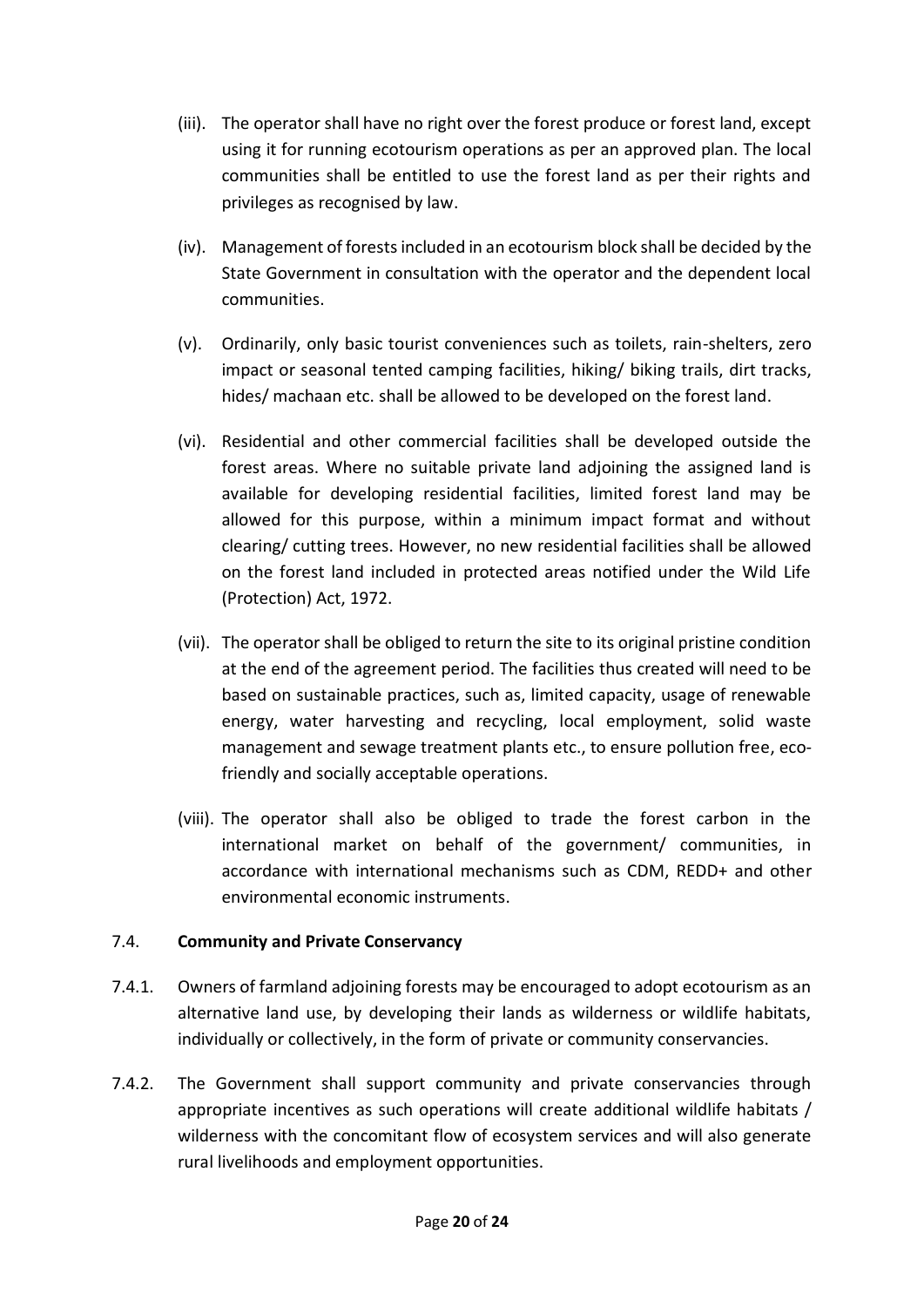(iii). The operator shall have no right over the forest produce or forest land, except using it for running ecotourism operations as per an approved plan. The local communities shall be entitled to use the forest land as per their rights and privileges as recognised by law.

(iv). Management of forests included in an ecotourism block shall be decided by the State Government in consultation with the operator and the dependent local communities.

(v). Ordinarily, only basic tourist conveniences such as toilets, rain-shelters, zero impact or seasonal tented camping facilities, hiking/ biking trails, dirt tracks, hides/ machaan etc. shall be allowed to be developed on the forest land.

(vi). Residential and other commercial facilities shall be developed outside the forest areas. Where no suitable private land adjoining the assigned land is available for developing residential facilities, limited forest land may be allowed for this purpose, within a minimum impact format and without clearing/ cutting trees. However, no new residential facilities shall be allowed on the forest land included in protected areas notified under the Wild Life (Protection) Act, 1972.

(vii). The operator shall be obliged to return the site to its original pristine condition at the end of the agreement period. The facilities thus created will need to be based on sustainable practices, such as, limited capacity, usage of renewable energy, water harvesting and recycling, local employment, solid waste management and sewage treatment plants etc., to ensure pollution free, eco-friendly and socially acceptable operations.

(viii). The operator shall also be obliged to trade the forest carbon in the international market on behalf of the government/ communities, in accordance with international mechanisms such as CDM, REDD+ and other environmental economic instruments.

7.4. **Community and Private Conservancy**

7.4.1. Owners of farmland adjoining forests may be encouraged to adopt ecotourism as an alternative land use, by developing their lands as wilderness or wildlife habitats, individually or collectively, in the form of private or community conservancies.

7.4.2. The Government shall support community and private conservancies through appropriate incentives as such operations will create additional wildlife habitats / wilderness with the concomitant flow of ecosystem services and will also generate rural livelihoods and employment opportunities.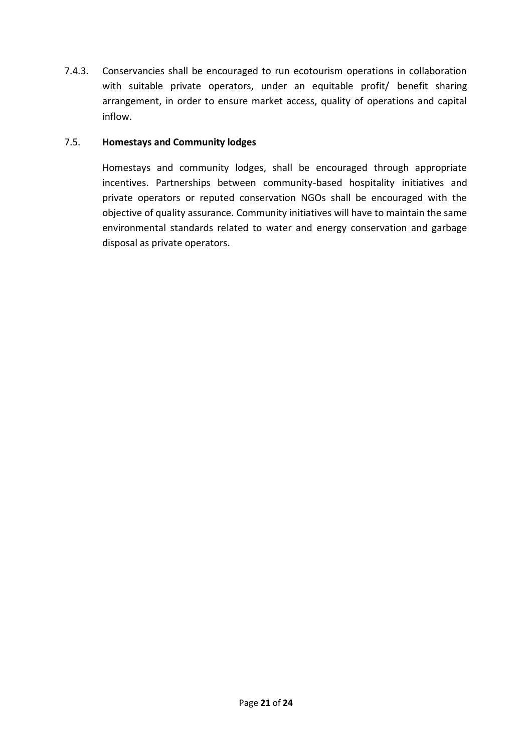7.4.3. Conservancies shall be encouraged to run ecotourism operations in collaboration with suitable private operators, under an equitable profit/ benefit sharing arrangement, in order to ensure market access, quality of operations and capital inflow.

### 7.5. **Homestays and Community lodges**

Homestays and community lodges, shall be encouraged through appropriate incentives. Partnerships between community-based hospitality initiatives and private operators or reputed conservation NGOs shall be encouraged with the objective of quality assurance. Community initiatives will have to maintain the same environmental standards related to water and energy conservation and garbage disposal as private operators.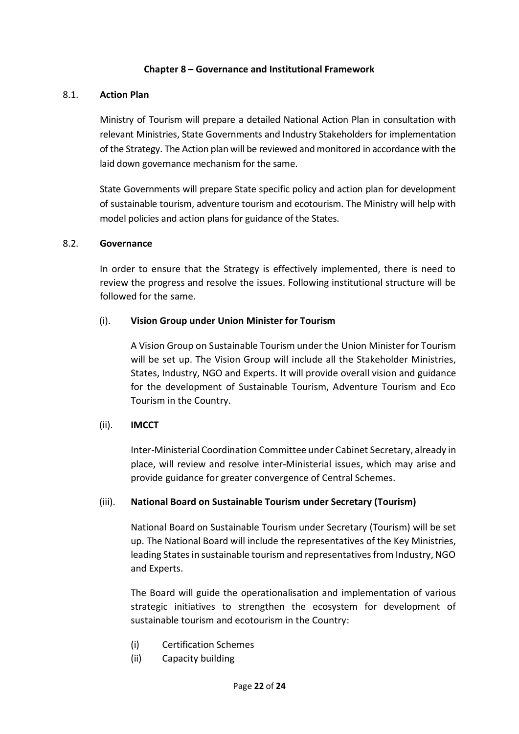## Chapter 8 – Governance and Institutional Framework

### 8.1. Action Plan

Ministry of Tourism will prepare a detailed National Action Plan in consultation with relevant Ministries, State Governments and Industry Stakeholders for implementation of the Strategy. The Action plan will be reviewed and monitored in accordance with the laid down governance mechanism for the same.

State Governments will prepare State specific policy and action plan for development of sustainable tourism, adventure tourism and ecotourism. The Ministry will help with model policies and action plans for guidance of the States.

### 8.2. Governance

In order to ensure that the Strategy is effectively implemented, there is need to review the progress and resolve the issues. Following institutional structure will be followed for the same.

#### (i). Vision Group under Union Minister for Tourism

A Vision Group on Sustainable Tourism under the Union Minister for Tourism will be set up. The Vision Group will include all the Stakeholder Ministries, States, Industry, NGO and Experts. It will provide overall vision and guidance for the development of Sustainable Tourism, Adventure Tourism and Eco Tourism in the Country.

#### (ii). IMCCT

Inter-Ministerial Coordination Committee under Cabinet Secretary, already in place, will review and resolve inter-Ministerial issues, which may arise and provide guidance for greater convergence of Central Schemes.

#### (iii). National Board on Sustainable Tourism under Secretary (Tourism)

National Board on Sustainable Tourism under Secretary (Tourism) will be set up. The National Board will include the representatives of the Key Ministries, leading States in sustainable tourism and representatives from Industry, NGO and Experts.

The Board will guide the operationalisation and implementation of various strategic initiatives to strengthen the ecosystem for development of sustainable tourism and ecotourism in the Country:

- (i) Certification Schemes
- (ii) Capacity building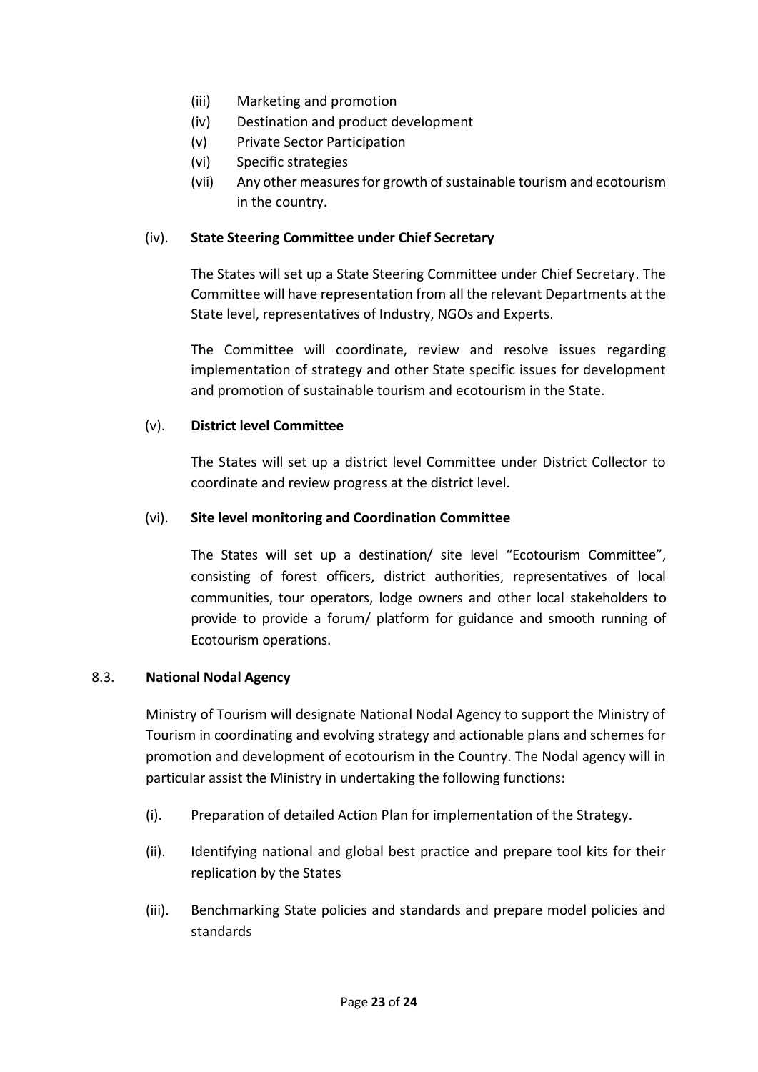(iii) Marketing and promotion
(iv) Destination and product development
(v) Private Sector Participation
(vi) Specific strategies
(vii) Any other measures for growth of sustainable tourism and ecotourism in the country.

(iv). **State Steering Committee under Chief Secretary**

The States will set up a State Steering Committee under Chief Secretary. The Committee will have representation from all the relevant Departments at the State level, representatives of Industry, NGOs and Experts.

The Committee will coordinate, review and resolve issues regarding implementation of strategy and other State specific issues for development and promotion of sustainable tourism and ecotourism in the State.

(v). **District level Committee**

The States will set up a district level Committee under District Collector to coordinate and review progress at the district level.

(vi). **Site level monitoring and Coordination Committee**

The States will set up a destination/ site level "Ecotourism Committee", consisting of forest officers, district authorities, representatives of local communities, tour operators, lodge owners and other local stakeholders to provide to provide a forum/ platform for guidance and smooth running of Ecotourism operations.

8.3. **National Nodal Agency**

Ministry of Tourism will designate National Nodal Agency to support the Ministry of Tourism in coordinating and evolving strategy and actionable plans and schemes for promotion and development of ecotourism in the Country. The Nodal agency will in particular assist the Ministry in undertaking the following functions:

(i). Preparation of detailed Action Plan for implementation of the Strategy.

(ii). Identifying national and global best practice and prepare tool kits for their replication by the States

(iii). Benchmarking State policies and standards and prepare model policies and standards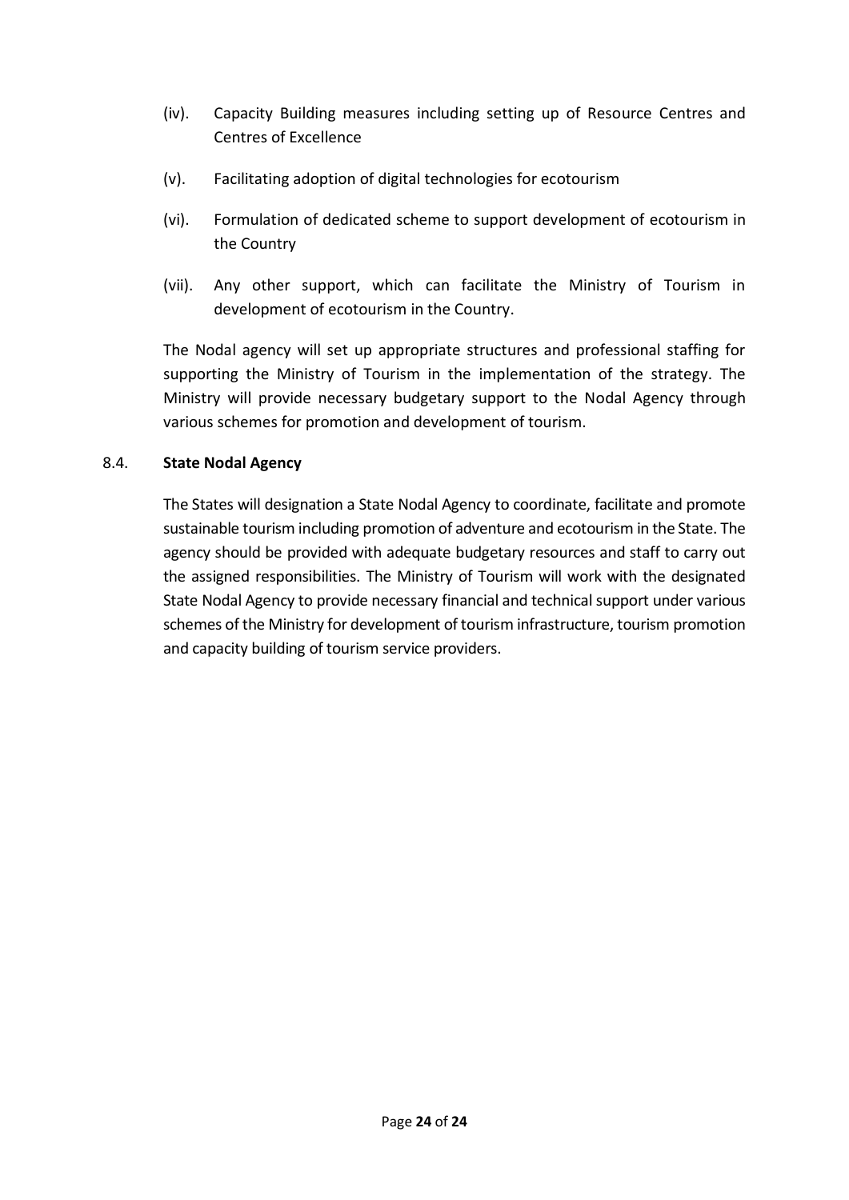(iv). Capacity Building measures including setting up of Resource Centres and Centres of Excellence

(v). Facilitating adoption of digital technologies for ecotourism

(vi). Formulation of dedicated scheme to support development of ecotourism in the Country

(vii). Any other support, which can facilitate the Ministry of Tourism in development of ecotourism in the Country.

The Nodal agency will set up appropriate structures and professional staffing for supporting the Ministry of Tourism in the implementation of the strategy. The Ministry will provide necessary budgetary support to the Nodal Agency through various schemes for promotion and development of tourism.

### 8.4. State Nodal Agency

The States will designation a State Nodal Agency to coordinate, facilitate and promote sustainable tourism including promotion of adventure and ecotourism in the State. The agency should be provided with adequate budgetary resources and staff to carry out the assigned responsibilities. The Ministry of Tourism will work with the designated State Nodal Agency to provide necessary financial and technical support under various schemes of the Ministry for development of tourism infrastructure, tourism promotion and capacity building of tourism service providers.